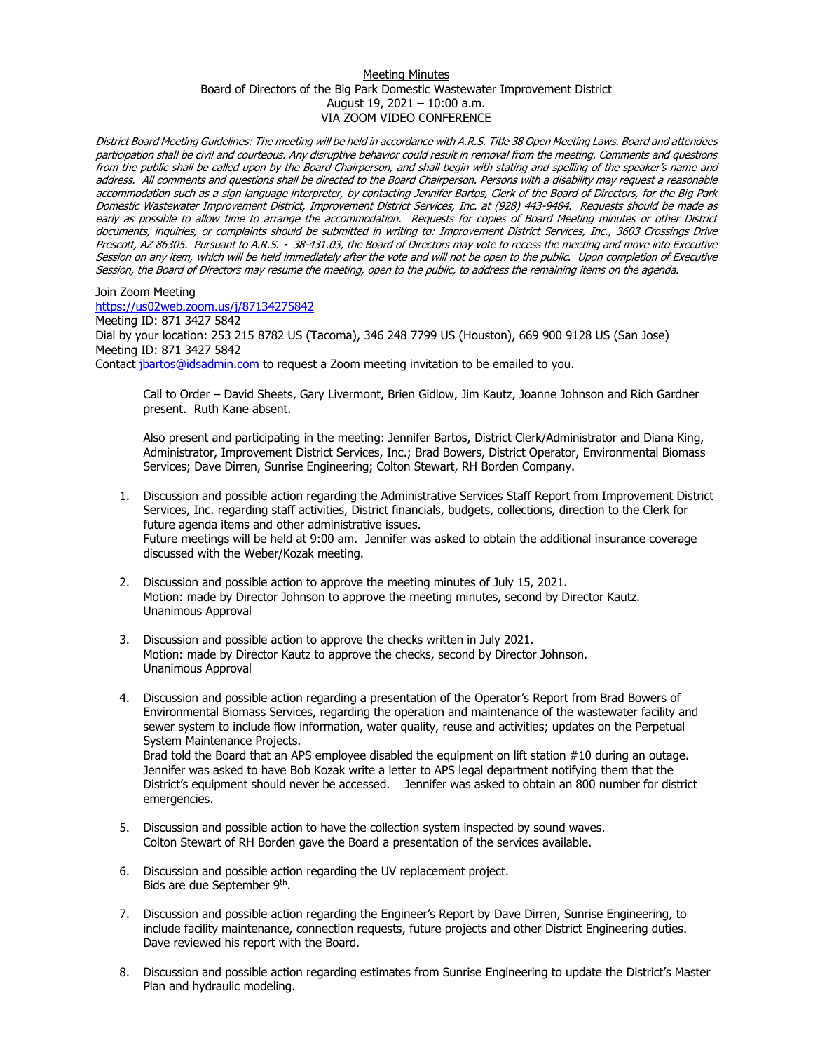<u>Meeting Minutes</u>

Board of Directors of the Big Park Domestic Wastewater Improvement District

August 19, 2021 – 10:00 a.m.

VIA ZOOM VIDEO CONFERENCE

*District Board Meeting Guidelines: The meeting will be held in accordance with A.R.S. Title 38 Open Meeting Laws. Board and attendees participation shall be civil and courteous. Any disruptive behavior could result in removal from the meeting. Comments and questions from the public shall be called upon by the Board Chairperson, and shall begin with stating and spelling of the speaker's name and address. All comments and questions shall be directed to the Board Chairperson. Persons with a disability may request a reasonable accommodation such as a sign language interpreter, by contacting Jennifer Bartos, Clerk of the Board of Directors, for the Big Park Domestic Wastewater Improvement District, Improvement District Services, Inc. at (928) 443-9484. Requests should be made as early as possible to allow time to arrange the accommodation. Requests for copies of Board Meeting minutes or other District documents, inquiries, or complaints should be submitted in writing to: Improvement District Services, Inc., 3603 Crossings Drive Prescott, AZ 86305. Pursuant to A.R.S. · 38-431.03, the Board of Directors may vote to recess the meeting and move into Executive Session on any item, which will be held immediately after the vote and will not be open to the public. Upon completion of Executive Session, the Board of Directors may resume the meeting, open to the public, to address the remaining items on the agenda.*

Join Zoom Meeting
https://us02web.zoom.us/j/87134275842
Meeting ID: 871 3427 5842
Dial by your location: 253 215 8782 US (Tacoma), 346 248 7799 US (Houston), 669 900 9128 US (San Jose)
Meeting ID: 871 3427 5842
Contact jbartos@idsadmin.com to request a Zoom meeting invitation to be emailed to you.

Call to Order – David Sheets, Gary Livermont, Brien Gidlow, Jim Kautz, Joanne Johnson and Rich Gardner present. Ruth Kane absent.

Also present and participating in the meeting: Jennifer Bartos, District Clerk/Administrator and Diana King, Administrator, Improvement District Services, Inc.; Brad Bowers, District Operator, Environmental Biomass Services; Dave Dirren, Sunrise Engineering; Colton Stewart, RH Borden Company.

1. Discussion and possible action regarding the Administrative Services Staff Report from Improvement District Services, Inc. regarding staff activities, District financials, budgets, collections, direction to the Clerk for future agenda items and other administrative issues.
   Future meetings will be held at 9:00 am. Jennifer was asked to obtain the additional insurance coverage discussed with the Weber/Kozak meeting.

2. Discussion and possible action to approve the meeting minutes of July 15, 2021.
   Motion: made by Director Johnson to approve the meeting minutes, second by Director Kautz.
   Unanimous Approval

3. Discussion and possible action to approve the checks written in July 2021.
   Motion: made by Director Kautz to approve the checks, second by Director Johnson.
   Unanimous Approval

4. Discussion and possible action regarding a presentation of the Operator's Report from Brad Bowers of Environmental Biomass Services, regarding the operation and maintenance of the wastewater facility and sewer system to include flow information, water quality, reuse and activities; updates on the Perpetual System Maintenance Projects.
   Brad told the Board that an APS employee disabled the equipment on lift station #10 during an outage. Jennifer was asked to have Bob Kozak write a letter to APS legal department notifying them that the District's equipment should never be accessed. Jennifer was asked to obtain an 800 number for district emergencies.

5. Discussion and possible action to have the collection system inspected by sound waves.
   Colton Stewart of RH Borden gave the Board a presentation of the services available.

6. Discussion and possible action regarding the UV replacement project.
   Bids are due September 9th.

7. Discussion and possible action regarding the Engineer's Report by Dave Dirren, Sunrise Engineering, to include facility maintenance, connection requests, future projects and other District Engineering duties.
   Dave reviewed his report with the Board.

8. Discussion and possible action regarding estimates from Sunrise Engineering to update the District's Master Plan and hydraulic modeling.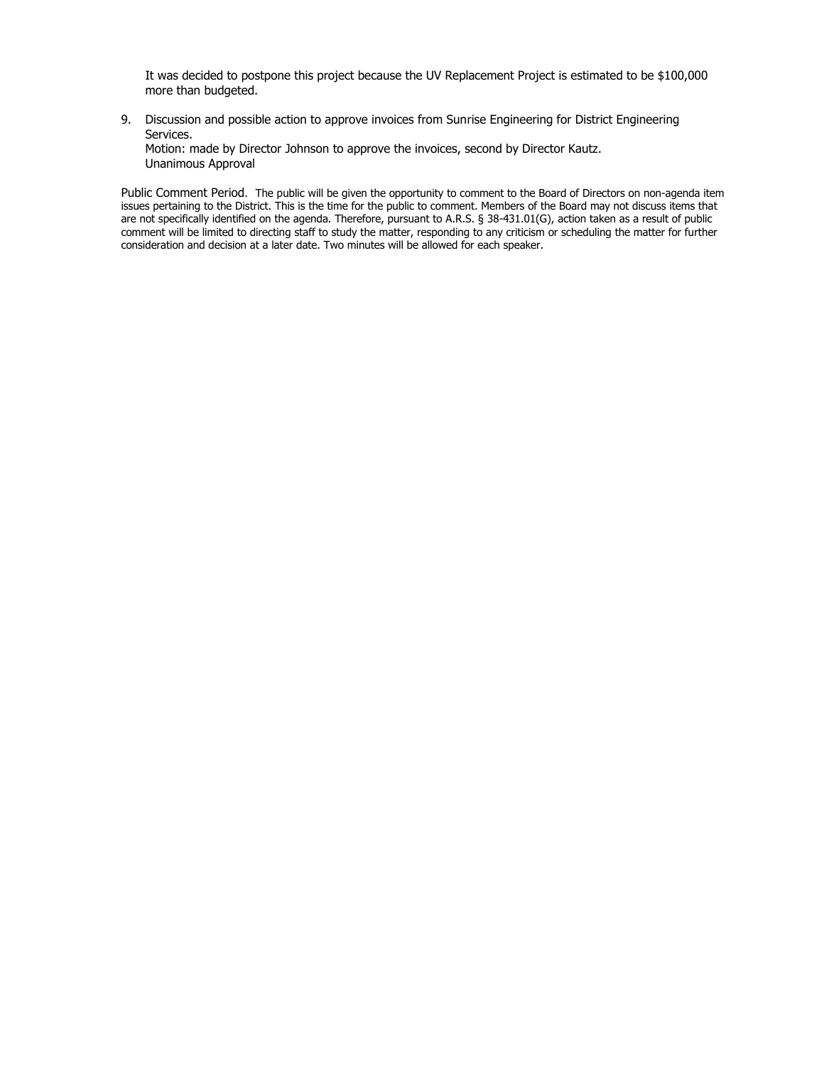It was decided to postpone this project because the UV Replacement Project is estimated to be $100,000 more than budgeted.

9. Discussion and possible action to approve invoices from Sunrise Engineering for District Engineering Services.
   Motion: made by Director Johnson to approve the invoices, second by Director Kautz.
   Unanimous Approval

Public Comment Period. The public will be given the opportunity to comment to the Board of Directors on non-agenda item issues pertaining to the District. This is the time for the public to comment. Members of the Board may not discuss items that are not specifically identified on the agenda. Therefore, pursuant to A.R.S. § 38-431.01(G), action taken as a result of public comment will be limited to directing staff to study the matter, responding to any criticism or scheduling the matter for further consideration and decision at a later date. Two minutes will be allowed for each speaker.